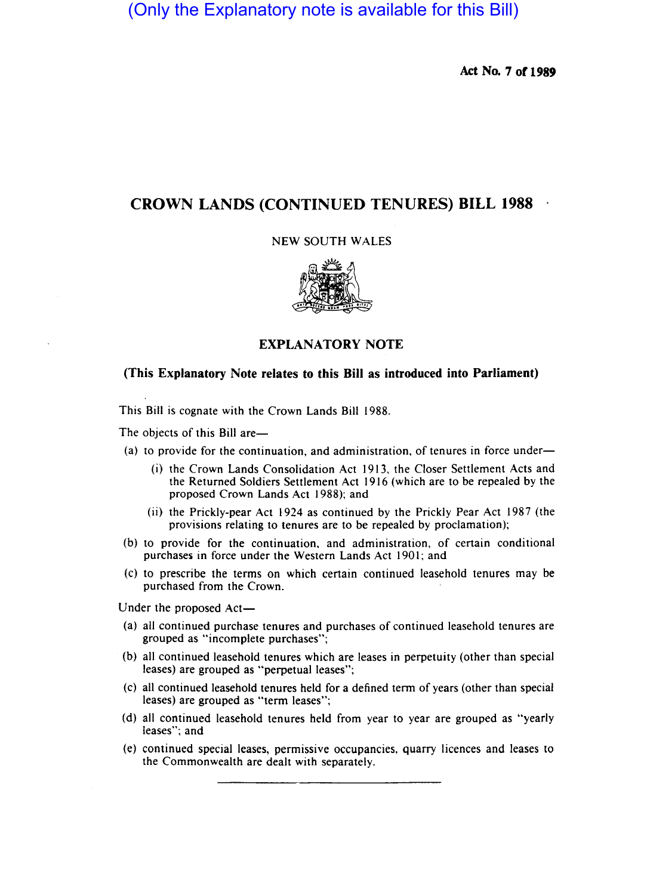(Only the Explanatory note is available for this Bill)

**Act No. 7 of 1989**

# CROWN LANDS (CONTINUED TENURES) BILL 1988

NEW SOUTH WALES

## EXPLANATORY NOTE

**(This Explanatory Note relates to this Bill as introduced into Parliament)**

This Bill is cognate with the Crown Lands Bill 1988.

The objects of this Bill are—

(a) to provide for the continuation, and administration, of tenures in force under—

  (i) the Crown Lands Consolidation Act 1913, the Closer Settlement Acts and the Returned Soldiers Settlement Act 1916 (which are to be repealed by the proposed Crown Lands Act 1988); and

  (ii) the Prickly-pear Act 1924 as continued by the Prickly Pear Act 1987 (the provisions relating to tenures are to be repealed by proclamation);

(b) to provide for the continuation, and administration, of certain conditional purchases in force under the Western Lands Act 1901; and

(c) to prescribe the terms on which certain continued leasehold tenures may be purchased from the Crown.

Under the proposed Act—

(a) all continued purchase tenures and purchases of continued leasehold tenures are grouped as "incomplete purchases";

(b) all continued leasehold tenures which are leases in perpetuity (other than special leases) are grouped as "perpetual leases";

(c) all continued leasehold tenures held for a defined term of years (other than special leases) are grouped as "term leases";

(d) all continued leasehold tenures held from year to year are grouped as "yearly leases"; and

(e) continued special leases, permissive occupancies, quarry licences and leases to the Commonwealth are dealt with separately.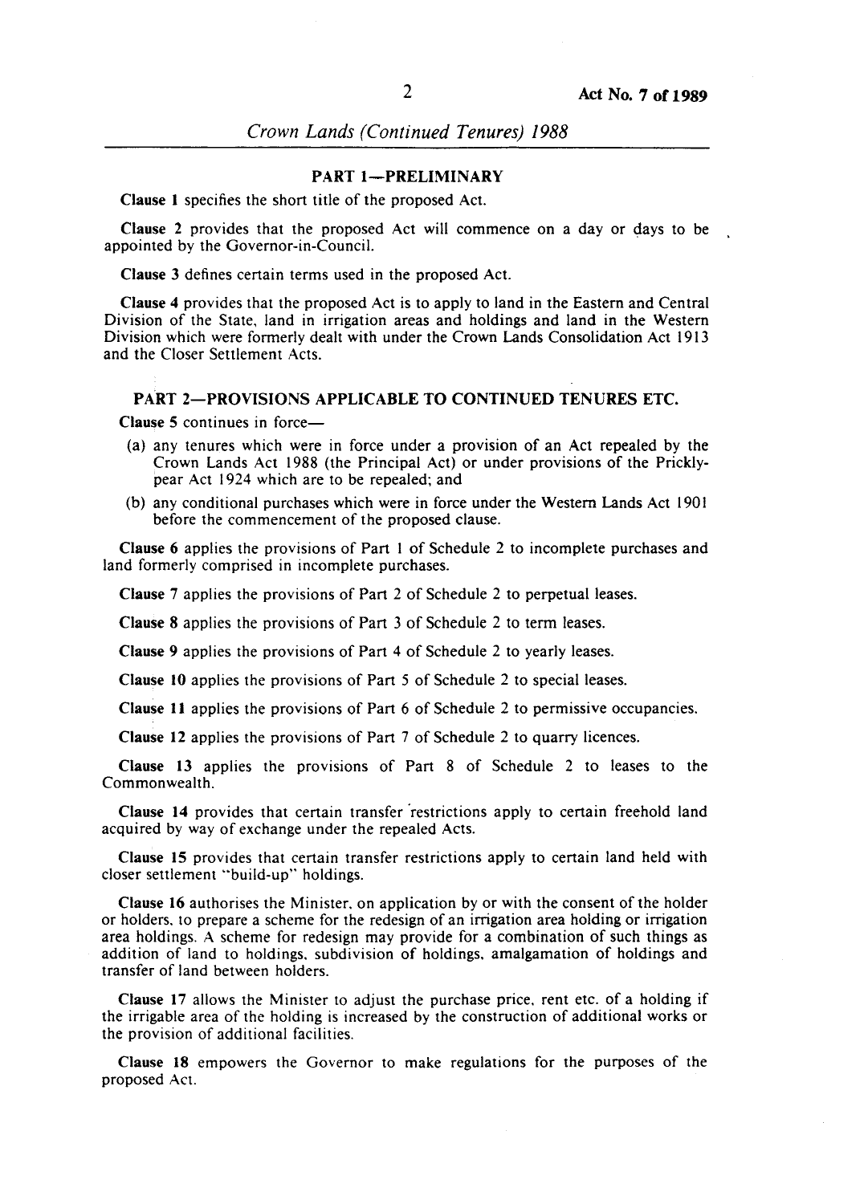## PART 1—PRELIMINARY

**Clause 1** specifies the short title of the proposed Act.

**Clause 2** provides that the proposed Act will commence on a day or days to be appointed by the Governor-in-Council.

**Clause 3** defines certain terms used in the proposed Act.

**Clause 4** provides that the proposed Act is to apply to land in the Eastern and Central Division of the State, land in irrigation areas and holdings and land in the Western Division which were formerly dealt with under the Crown Lands Consolidation Act 1913 and the Closer Settlement Acts.

## PART 2—PROVISIONS APPLICABLE TO CONTINUED TENURES ETC.

**Clause 5** continues in force—

(a) any tenures which were in force under a provision of an Act repealed by the Crown Lands Act 1988 (the Principal Act) or under provisions of the Prickly-pear Act 1924 which are to be repealed; and

(b) any conditional purchases which were in force under the Western Lands Act 1901 before the commencement of the proposed clause.

**Clause 6** applies the provisions of Part 1 of Schedule 2 to incomplete purchases and land formerly comprised in incomplete purchases.

**Clause 7** applies the provisions of Part 2 of Schedule 2 to perpetual leases.

**Clause 8** applies the provisions of Part 3 of Schedule 2 to term leases.

**Clause 9** applies the provisions of Part 4 of Schedule 2 to yearly leases.

**Clause 10** applies the provisions of Part 5 of Schedule 2 to special leases.

**Clause 11** applies the provisions of Part 6 of Schedule 2 to permissive occupancies.

**Clause 12** applies the provisions of Part 7 of Schedule 2 to quarry licences.

**Clause 13** applies the provisions of Part 8 of Schedule 2 to leases to the Commonwealth.

**Clause 14** provides that certain transfer restrictions apply to certain freehold land acquired by way of exchange under the repealed Acts.

**Clause 15** provides that certain transfer restrictions apply to certain land held with closer settlement "build-up" holdings.

**Clause 16** authorises the Minister, on application by or with the consent of the holder or holders, to prepare a scheme for the redesign of an irrigation area holding or irrigation area holdings. A scheme for redesign may provide for a combination of such things as addition of land to holdings, subdivision of holdings, amalgamation of holdings and transfer of land between holders.

**Clause 17** allows the Minister to adjust the purchase price, rent etc. of a holding if the irrigable area of the holding is increased by the construction of additional works or the provision of additional facilities.

**Clause 18** empowers the Governor to make regulations for the purposes of the proposed Act.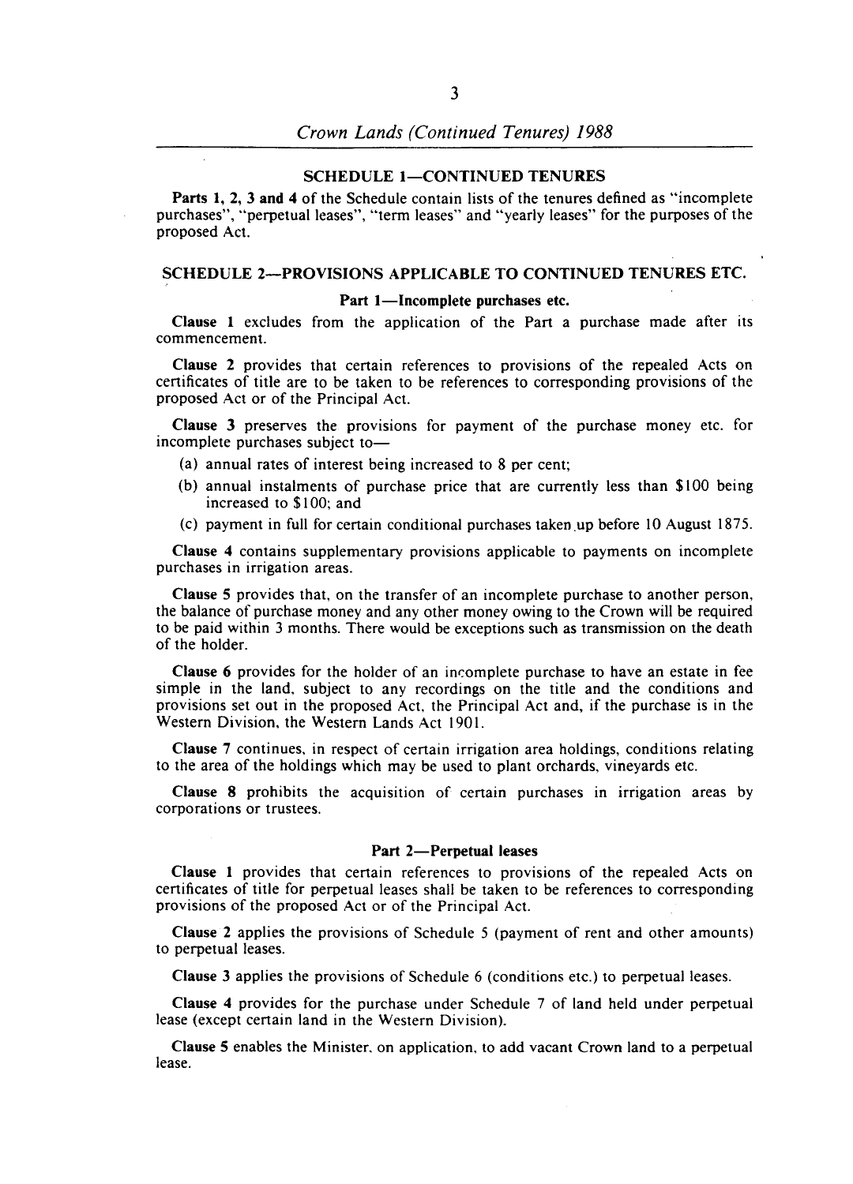## SCHEDULE 1—CONTINUED TENURES

**Parts 1, 2, 3 and 4** of the Schedule contain lists of the tenures defined as "incomplete purchases", "perpetual leases", "term leases" and "yearly leases" for the purposes of the proposed Act.

## SCHEDULE 2—PROVISIONS APPLICABLE TO CONTINUED TENURES ETC.

### Part 1—Incomplete purchases etc.

**Clause 1** excludes from the application of the Part a purchase made after its commencement.

**Clause 2** provides that certain references to provisions of the repealed Acts on certificates of title are to be taken to be references to corresponding provisions of the proposed Act or of the Principal Act.

**Clause 3** preserves the provisions for payment of the purchase money etc. for incomplete purchases subject to—

- (a) annual rates of interest being increased to 8 per cent;
- (b) annual instalments of purchase price that are currently less than $100 being increased to $100; and
- (c) payment in full for certain conditional purchases taken up before 10 August 1875.

**Clause 4** contains supplementary provisions applicable to payments on incomplete purchases in irrigation areas.

**Clause 5** provides that, on the transfer of an incomplete purchase to another person, the balance of purchase money and any other money owing to the Crown will be required to be paid within 3 months. There would be exceptions such as transmission on the death of the holder.

**Clause 6** provides for the holder of an incomplete purchase to have an estate in fee simple in the land, subject to any recordings on the title and the conditions and provisions set out in the proposed Act, the Principal Act and, if the purchase is in the Western Division, the Western Lands Act 1901.

**Clause 7** continues, in respect of certain irrigation area holdings, conditions relating to the area of the holdings which may be used to plant orchards, vineyards etc.

**Clause 8** prohibits the acquisition of certain purchases in irrigation areas by corporations or trustees.

### Part 2—Perpetual leases

**Clause 1** provides that certain references to provisions of the repealed Acts on certificates of title for perpetual leases shall be taken to be references to corresponding provisions of the proposed Act or of the Principal Act.

**Clause 2** applies the provisions of Schedule 5 (payment of rent and other amounts) to perpetual leases.

**Clause 3** applies the provisions of Schedule 6 (conditions etc.) to perpetual leases.

**Clause 4** provides for the purchase under Schedule 7 of land held under perpetual lease (except certain land in the Western Division).

**Clause 5** enables the Minister, on application, to add vacant Crown land to a perpetual lease.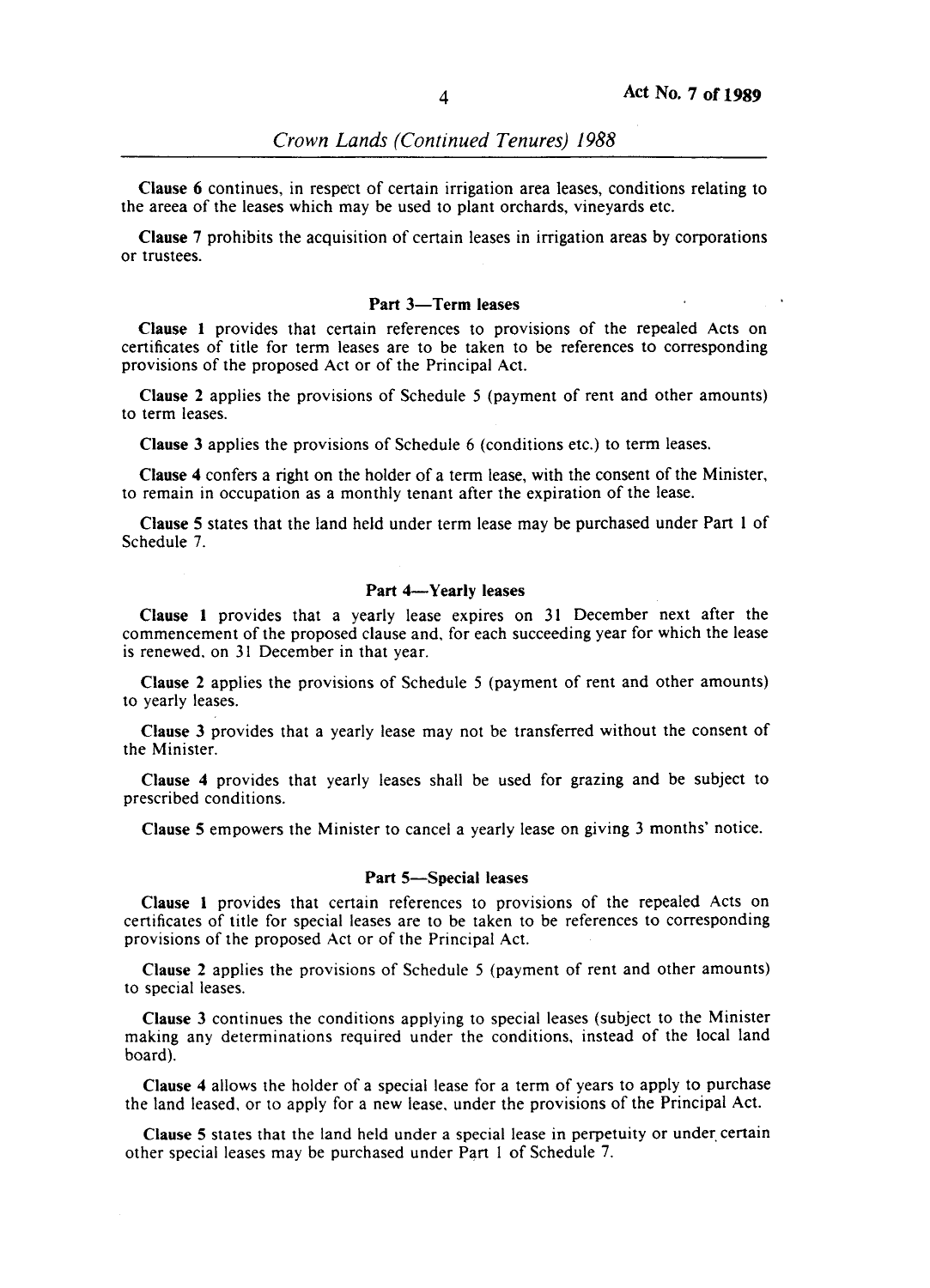**Clause 6** continues, in respect of certain irrigation area leases, conditions relating to the areea of the leases which may be used to plant orchards, vineyards etc.

**Clause 7** prohibits the acquisition of certain leases in irrigation areas by corporations or trustees.

### Part 3—Term leases

**Clause 1** provides that certain references to provisions of the repealed Acts on certificates of title for term leases are to be taken to be references to corresponding provisions of the proposed Act or of the Principal Act.

**Clause 2** applies the provisions of Schedule 5 (payment of rent and other amounts) to term leases.

**Clause 3** applies the provisions of Schedule 6 (conditions etc.) to term leases.

**Clause 4** confers a right on the holder of a term lease, with the consent of the Minister, to remain in occupation as a monthly tenant after the expiration of the lease.

**Clause 5** states that the land held under term lease may be purchased under Part 1 of Schedule 7.

### Part 4—Yearly leases

**Clause 1** provides that a yearly lease expires on 31 December next after the commencement of the proposed clause and, for each succeeding year for which the lease is renewed, on 31 December in that year.

**Clause 2** applies the provisions of Schedule 5 (payment of rent and other amounts) to yearly leases.

**Clause 3** provides that a yearly lease may not be transferred without the consent of the Minister.

**Clause 4** provides that yearly leases shall be used for grazing and be subject to prescribed conditions.

**Clause 5** empowers the Minister to cancel a yearly lease on giving 3 months' notice.

### Part 5—Special leases

**Clause 1** provides that certain references to provisions of the repealed Acts on certificates of title for special leases are to be taken to be references to corresponding provisions of the proposed Act or of the Principal Act.

**Clause 2** applies the provisions of Schedule 5 (payment of rent and other amounts) to special leases.

**Clause 3** continues the conditions applying to special leases (subject to the Minister making any determinations required under the conditions, instead of the local land board).

**Clause 4** allows the holder of a special lease for a term of years to apply to purchase the land leased, or to apply for a new lease, under the provisions of the Principal Act.

**Clause 5** states that the land held under a special lease in perpetuity or under certain other special leases may be purchased under Part 1 of Schedule 7.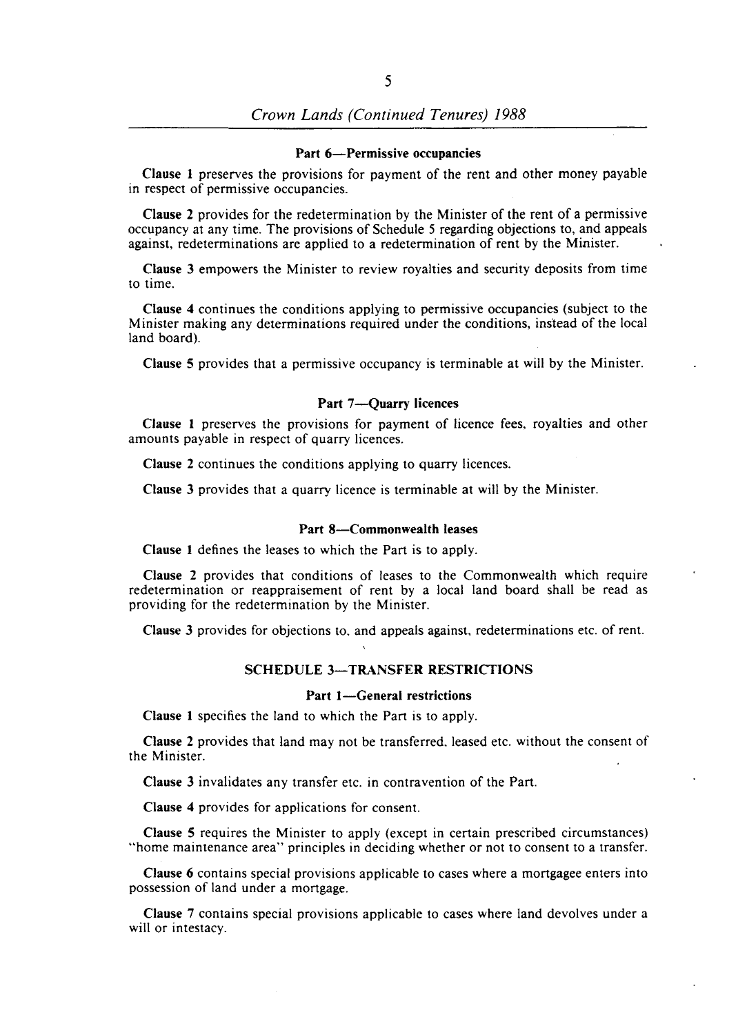#### Part 6—Permissive occupancies

**Clause 1** preserves the provisions for payment of the rent and other money payable in respect of permissive occupancies.

**Clause 2** provides for the redetermination by the Minister of the rent of a permissive occupancy at any time. The provisions of Schedule 5 regarding objections to, and appeals against, redeterminations are applied to a redetermination of rent by the Minister.

**Clause 3** empowers the Minister to review royalties and security deposits from time to time.

**Clause 4** continues the conditions applying to permissive occupancies (subject to the Minister making any determinations required under the conditions, instead of the local land board).

**Clause 5** provides that a permissive occupancy is terminable at will by the Minister.

#### Part 7—Quarry licences

**Clause 1** preserves the provisions for payment of licence fees, royalties and other amounts payable in respect of quarry licences.

**Clause 2** continues the conditions applying to quarry licences.

**Clause 3** provides that a quarry licence is terminable at will by the Minister.

#### Part 8—Commonwealth leases

**Clause 1** defines the leases to which the Part is to apply.

**Clause 2** provides that conditions of leases to the Commonwealth which require redetermination or reappraisement of rent by a local land board shall be read as providing for the redetermination by the Minister.

**Clause 3** provides for objections to, and appeals against, redeterminations etc. of rent.

### SCHEDULE 3—TRANSFER RESTRICTIONS

#### Part 1—General restrictions

**Clause 1** specifies the land to which the Part is to apply.

**Clause 2** provides that land may not be transferred, leased etc. without the consent of the Minister.

**Clause 3** invalidates any transfer etc. in contravention of the Part.

**Clause 4** provides for applications for consent.

**Clause 5** requires the Minister to apply (except in certain prescribed circumstances) "home maintenance area" principles in deciding whether or not to consent to a transfer.

**Clause 6** contains special provisions applicable to cases where a mortgagee enters into possession of land under a mortgage.

**Clause 7** contains special provisions applicable to cases where land devolves under a will or intestacy.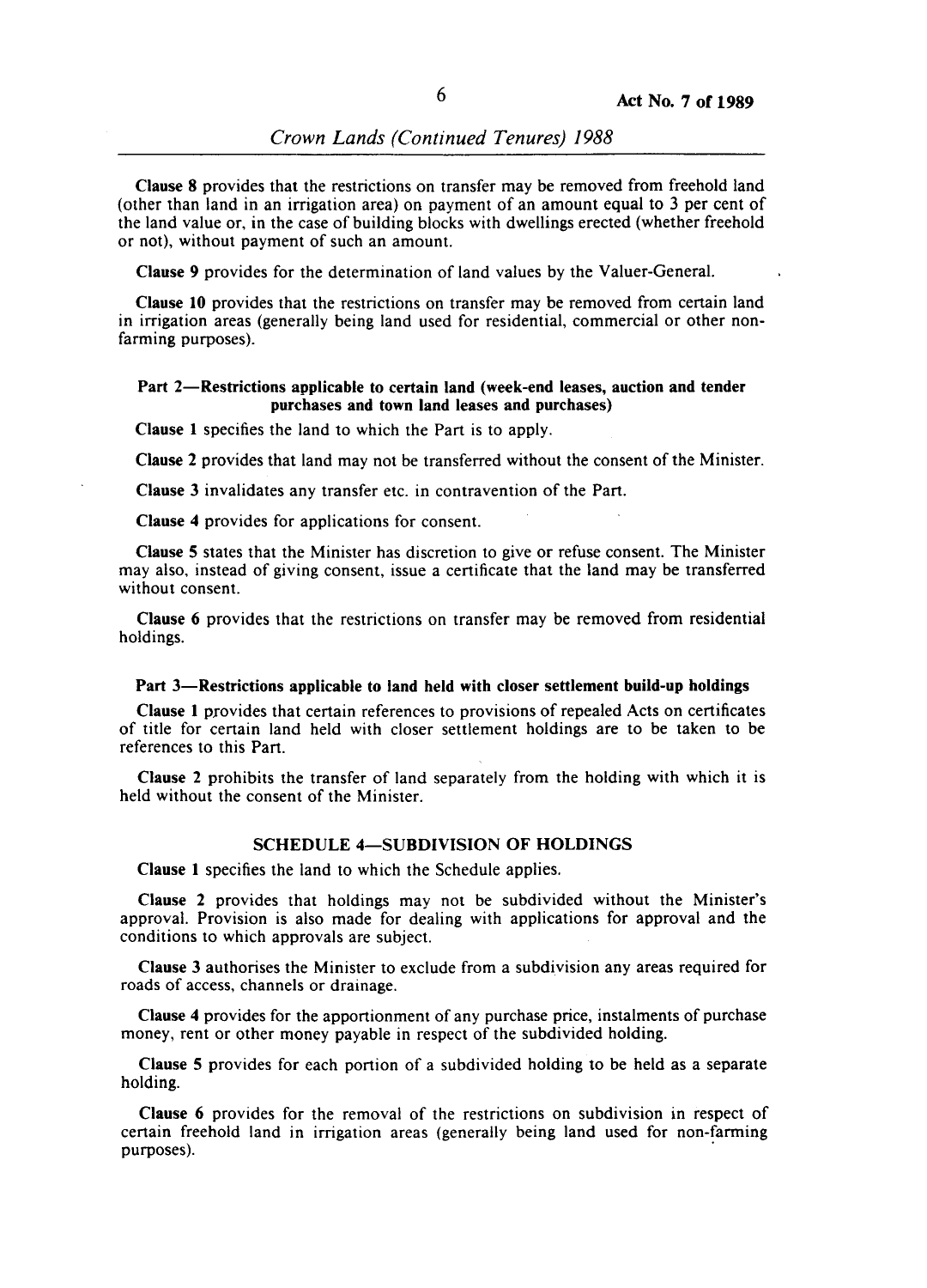**Clause 8** provides that the restrictions on transfer may be removed from freehold land (other than land in an irrigation area) on payment of an amount equal to 3 per cent of the land value or, in the case of building blocks with dwellings erected (whether freehold or not), without payment of such an amount.

**Clause 9** provides for the determination of land values by the Valuer-General.

**Clause 10** provides that the restrictions on transfer may be removed from certain land in irrigation areas (generally being land used for residential, commercial or other non-farming purposes).

### Part 2—Restrictions applicable to certain land (week-end leases, auction and tender purchases and town land leases and purchases)

**Clause 1** specifies the land to which the Part is to apply.

**Clause 2** provides that land may not be transferred without the consent of the Minister.

**Clause 3** invalidates any transfer etc. in contravention of the Part.

**Clause 4** provides for applications for consent.

**Clause 5** states that the Minister has discretion to give or refuse consent. The Minister may also, instead of giving consent, issue a certificate that the land may be transferred without consent.

**Clause 6** provides that the restrictions on transfer may be removed from residential holdings.

### Part 3—Restrictions applicable to land held with closer settlement build-up holdings

**Clause 1** provides that certain references to provisions of repealed Acts on certificates of title for certain land held with closer settlement holdings are to be taken to be references to this Part.

**Clause 2** prohibits the transfer of land separately from the holding with which it is held without the consent of the Minister.

## SCHEDULE 4—SUBDIVISION OF HOLDINGS

**Clause 1** specifies the land to which the Schedule applies.

**Clause 2** provides that holdings may not be subdivided without the Minister's approval. Provision is also made for dealing with applications for approval and the conditions to which approvals are subject.

**Clause 3** authorises the Minister to exclude from a subdivision any areas required for roads of access, channels or drainage.

**Clause 4** provides for the apportionment of any purchase price, instalments of purchase money, rent or other money payable in respect of the subdivided holding.

**Clause 5** provides for each portion of a subdivided holding to be held as a separate holding.

**Clause 6** provides for the removal of the restrictions on subdivision in respect of certain freehold land in irrigation areas (generally being land used for non-farming purposes).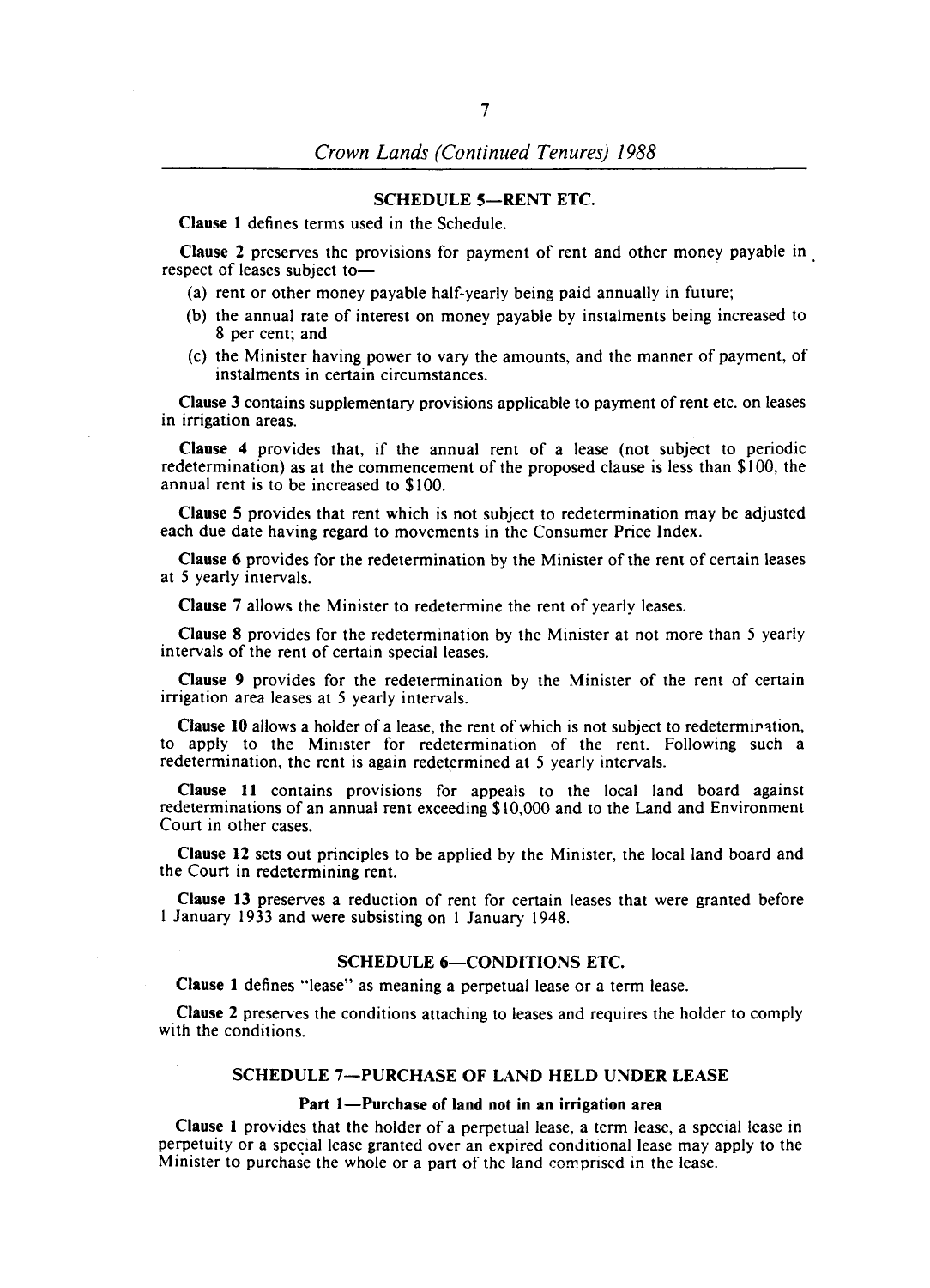## SCHEDULE 5—RENT ETC.

**Clause 1** defines terms used in the Schedule.

**Clause 2** preserves the provisions for payment of rent and other money payable in respect of leases subject to—

(a) rent or other money payable half-yearly being paid annually in future;

(b) the annual rate of interest on money payable by instalments being increased to 8 per cent; and

(c) the Minister having power to vary the amounts, and the manner of payment, of instalments in certain circumstances.

**Clause 3** contains supplementary provisions applicable to payment of rent etc. on leases in irrigation areas.

**Clause 4** provides that, if the annual rent of a lease (not subject to periodic redetermination) as at the commencement of the proposed clause is less than $100, the annual rent is to be increased to $100.

**Clause 5** provides that rent which is not subject to redetermination may be adjusted each due date having regard to movements in the Consumer Price Index.

**Clause 6** provides for the redetermination by the Minister of the rent of certain leases at 5 yearly intervals.

**Clause 7** allows the Minister to redetermine the rent of yearly leases.

**Clause 8** provides for the redetermination by the Minister at not more than 5 yearly intervals of the rent of certain special leases.

**Clause 9** provides for the redetermination by the Minister of the rent of certain irrigation area leases at 5 yearly intervals.

**Clause 10** allows a holder of a lease, the rent of which is not subject to redetermination, to apply to the Minister for redetermination of the rent. Following such a redetermination, the rent is again redetermined at 5 yearly intervals.

**Clause 11** contains provisions for appeals to the local land board against redeterminations of an annual rent exceeding $10,000 and to the Land and Environment Court in other cases.

**Clause 12** sets out principles to be applied by the Minister, the local land board and the Court in redetermining rent.

**Clause 13** preserves a reduction of rent for certain leases that were granted before 1 January 1933 and were subsisting on 1 January 1948.

## SCHEDULE 6—CONDITIONS ETC.

**Clause 1** defines "lease" as meaning a perpetual lease or a term lease.

**Clause 2** preserves the conditions attaching to leases and requires the holder to comply with the conditions.

## SCHEDULE 7—PURCHASE OF LAND HELD UNDER LEASE

### Part 1—Purchase of land not in an irrigation area

**Clause 1** provides that the holder of a perpetual lease, a term lease, a special lease in perpetuity or a special lease granted over an expired conditional lease may apply to the Minister to purchase the whole or a part of the land comprised in the lease.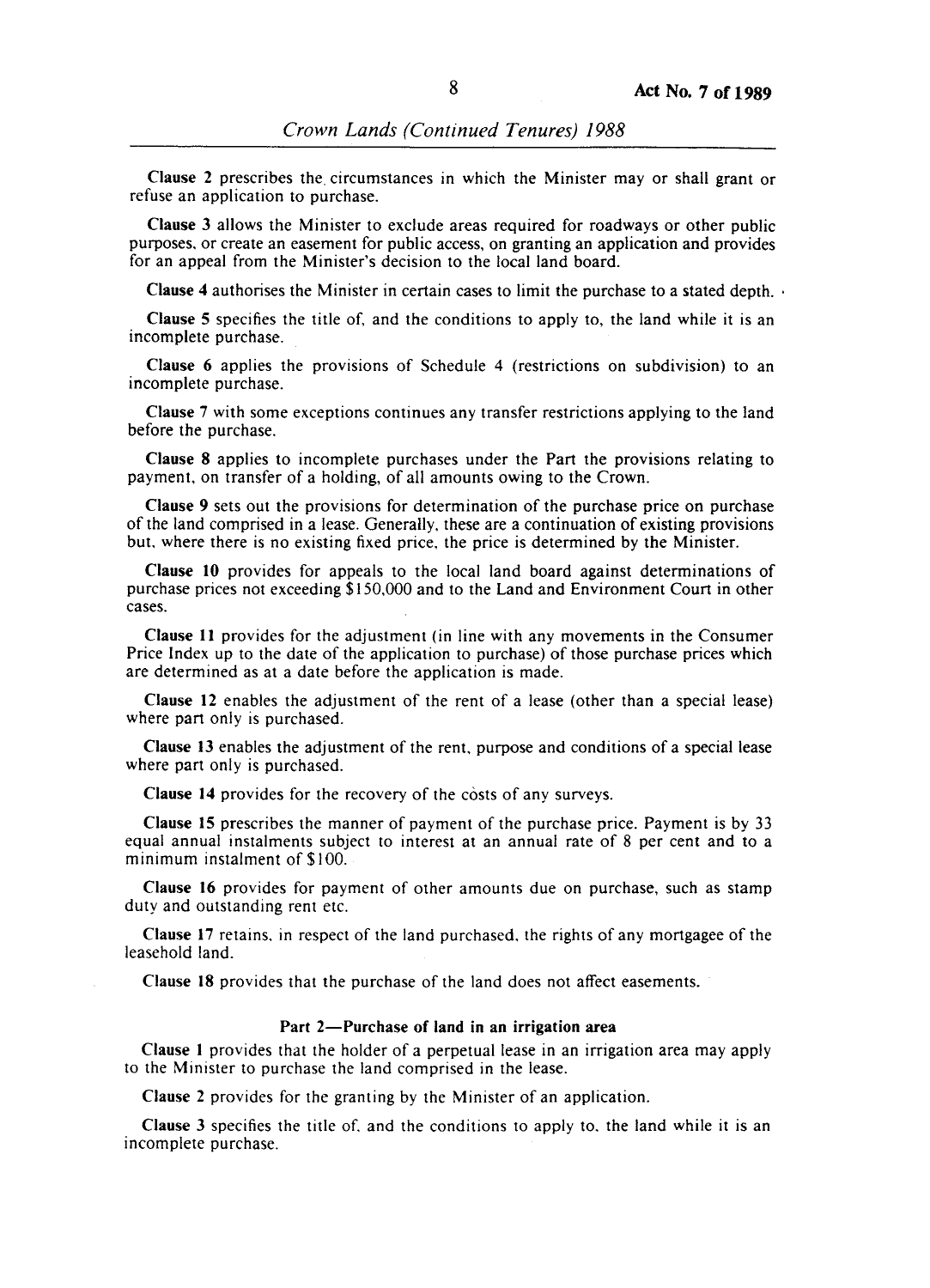**Clause 2** prescribes the circumstances in which the Minister may or shall grant or refuse an application to purchase.

**Clause 3** allows the Minister to exclude areas required for roadways or other public purposes, or create an easement for public access, on granting an application and provides for an appeal from the Minister's decision to the local land board.

**Clause 4** authorises the Minister in certain cases to limit the purchase to a stated depth.

**Clause 5** specifies the title of, and the conditions to apply to, the land while it is an incomplete purchase.

**Clause 6** applies the provisions of Schedule 4 (restrictions on subdivision) to an incomplete purchase.

**Clause 7** with some exceptions continues any transfer restrictions applying to the land before the purchase.

**Clause 8** applies to incomplete purchases under the Part the provisions relating to payment, on transfer of a holding, of all amounts owing to the Crown.

**Clause 9** sets out the provisions for determination of the purchase price on purchase of the land comprised in a lease. Generally, these are a continuation of existing provisions but, where there is no existing fixed price, the price is determined by the Minister.

**Clause 10** provides for appeals to the local land board against determinations of purchase prices not exceeding $150,000 and to the Land and Environment Court in other cases.

**Clause 11** provides for the adjustment (in line with any movements in the Consumer Price Index up to the date of the application to purchase) of those purchase prices which are determined as at a date before the application is made.

**Clause 12** enables the adjustment of the rent of a lease (other than a special lease) where part only is purchased.

**Clause 13** enables the adjustment of the rent, purpose and conditions of a special lease where part only is purchased.

**Clause 14** provides for the recovery of the costs of any surveys.

**Clause 15** prescribes the manner of payment of the purchase price. Payment is by 33 equal annual instalments subject to interest at an annual rate of 8 per cent and to a minimum instalment of $100.

**Clause 16** provides for payment of other amounts due on purchase, such as stamp duty and outstanding rent etc.

**Clause 17** retains, in respect of the land purchased, the rights of any mortgagee of the leasehold land.

**Clause 18** provides that the purchase of the land does not affect easements.

### Part 2—Purchase of land in an irrigation area

**Clause 1** provides that the holder of a perpetual lease in an irrigation area may apply to the Minister to purchase the land comprised in the lease.

**Clause 2** provides for the granting by the Minister of an application.

**Clause 3** specifies the title of, and the conditions to apply to, the land while it is an incomplete purchase.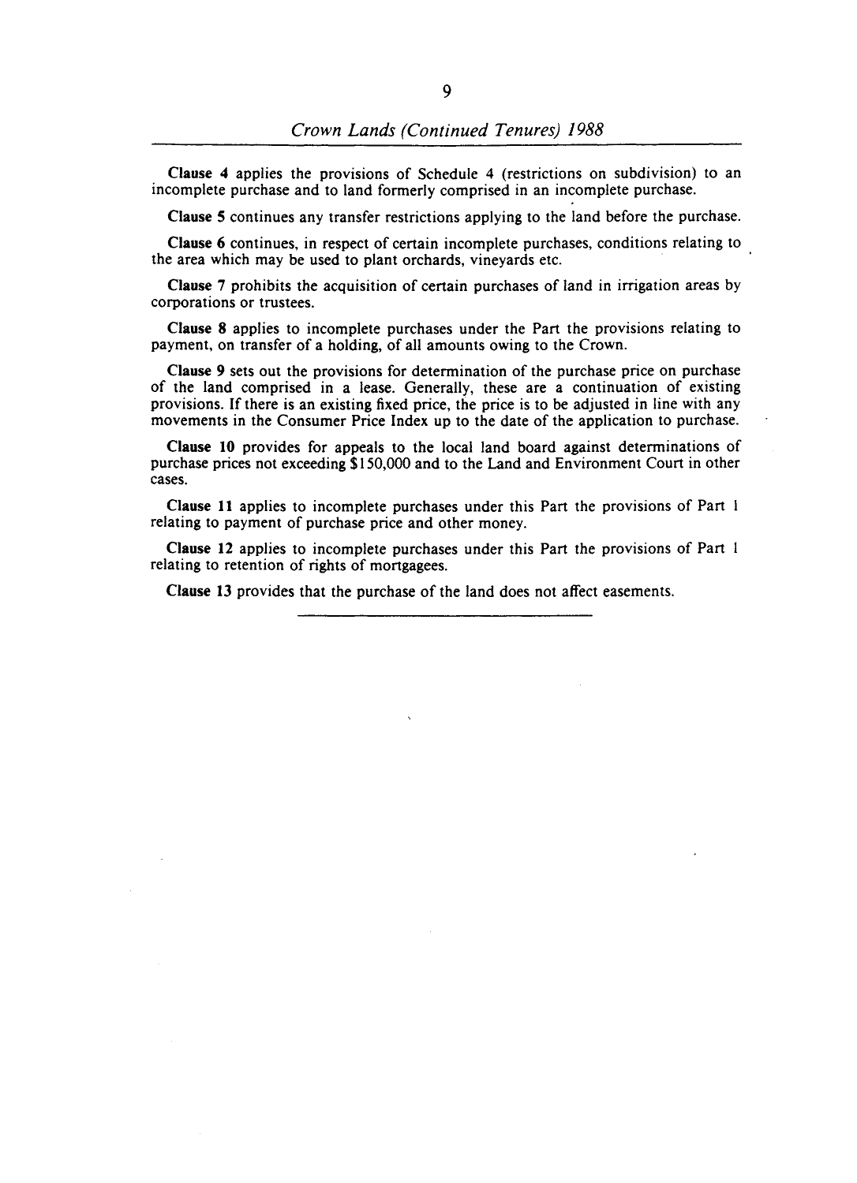**Clause 4** applies the provisions of Schedule 4 (restrictions on subdivision) to an incomplete purchase and to land formerly comprised in an incomplete purchase.

**Clause 5** continues any transfer restrictions applying to the land before the purchase.

**Clause 6** continues, in respect of certain incomplete purchases, conditions relating to the area which may be used to plant orchards, vineyards etc.

**Clause 7** prohibits the acquisition of certain purchases of land in irrigation areas by corporations or trustees.

**Clause 8** applies to incomplete purchases under the Part the provisions relating to payment, on transfer of a holding, of all amounts owing to the Crown.

**Clause 9** sets out the provisions for determination of the purchase price on purchase of the land comprised in a lease. Generally, these are a continuation of existing provisions. If there is an existing fixed price, the price is to be adjusted in line with any movements in the Consumer Price Index up to the date of the application to purchase.

**Clause 10** provides for appeals to the local land board against determinations of purchase prices not exceeding $150,000 and to the Land and Environment Court in other cases.

**Clause 11** applies to incomplete purchases under this Part the provisions of Part 1 relating to payment of purchase price and other money.

**Clause 12** applies to incomplete purchases under this Part the provisions of Part 1 relating to retention of rights of mortgagees.

**Clause 13** provides that the purchase of the land does not affect easements.